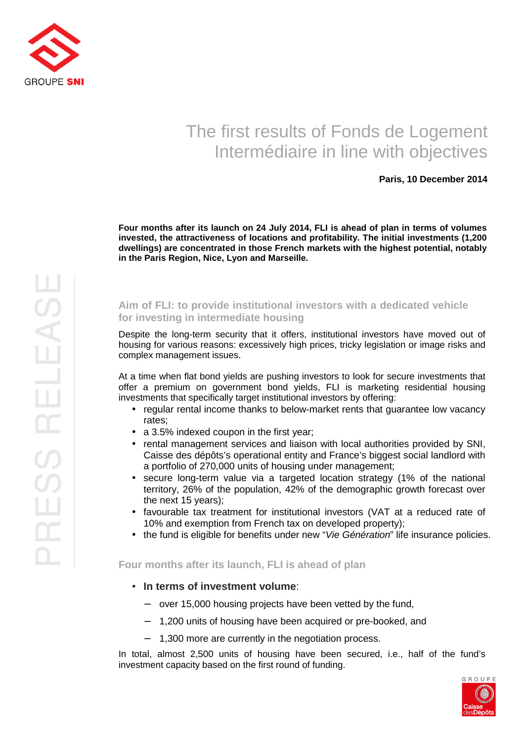GROUPE SNI

# The first results of Fonds de Logement Intermédiaire in line with objectives

**Paris, 10 December 2014**

**Four months after its launch on 24 July 2014, FLI is ahead of plan in terms of volumes invested, the attractiveness of locations and profitability. The initial investments (1,200 dwellings) are concentrated in those French markets with the highest potential, notably in the Paris Region, Nice, Lyon and Marseille.**

PRESS RELEASE

## Aim of FLI: to provide institutional investors with a dedicated vehicle for investing in intermediate housing

Despite the long-term security that it offers, institutional investors have moved out of housing for various reasons: excessively high prices, tricky legislation or image risks and complex management issues.

At a time when flat bond yields are pushing investors to look for secure investments that offer a premium on government bond yields, FLI is marketing residential housing investments that specifically target institutional investors by offering:

- regular rental income thanks to below-market rents that guarantee low vacancy rates;
- a 3.5% indexed coupon in the first year;
- rental management services and liaison with local authorities provided by SNI, Caisse des dépôts's operational entity and France's biggest social landlord with a portfolio of 270,000 units of housing under management;
- secure long-term value via a targeted location strategy (1% of the national territory, 26% of the population, 42% of the demographic growth forecast over the next 15 years);
- favourable tax treatment for institutional investors (VAT at a reduced rate of 10% and exemption from French tax on developed property);
- the fund is eligible for benefits under new "*Vie Génération*" life insurance policies.

## Four months after its launch, FLI is ahead of plan

- **In terms of investment volume**:
  - over 15,000 housing projects have been vetted by the fund,
  - 1,200 units of housing have been acquired or pre-booked, and
  - 1,300 more are currently in the negotiation process.

In total, almost 2,500 units of housing have been secured, i.e., half of the fund's investment capacity based on the first round of funding.

GROUPE Caisse desDépôts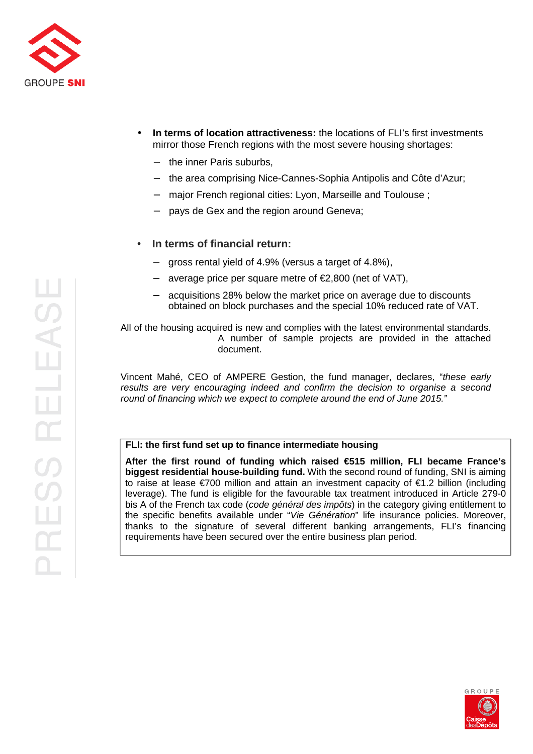- **In terms of location attractiveness:** the locations of FLI's first investments mirror those French regions with the most severe housing shortages:
  - the inner Paris suburbs,
  - the area comprising Nice-Cannes-Sophia Antipolis and Côte d'Azur;
  - major French regional cities: Lyon, Marseille and Toulouse ;
  - pays de Gex and the region around Geneva;

- **In terms of financial return:**
  - gross rental yield of 4.9% (versus a target of 4.8%),
  - average price per square metre of €2,800 (net of VAT),
  - acquisitions 28% below the market price on average due to discounts obtained on block purchases and the special 10% reduced rate of VAT.

All of the housing acquired is new and complies with the latest environmental standards. A number of sample projects are provided in the attached document.

Vincent Mahé, CEO of AMPERE Gestion, the fund manager, declares, "*these early results are very encouraging indeed and confirm the decision to organise a second round of financing which we expect to complete around the end of June 2015.*"

**FLI: the first fund set up to finance intermediate housing**

**After the first round of funding which raised €515 million, FLI became France's biggest residential house-building fund.** With the second round of funding, SNI is aiming to raise at lease €700 million and attain an investment capacity of €1.2 billion (including leverage). The fund is eligible for the favourable tax treatment introduced in Article 279-0 bis A of the French tax code (*code général des impôts*) in the category giving entitlement to the specific benefits available under "*Vie Génération*" life insurance policies. Moreover, thanks to the signature of several different banking arrangements, FLI's financing requirements have been secured over the entire business plan period.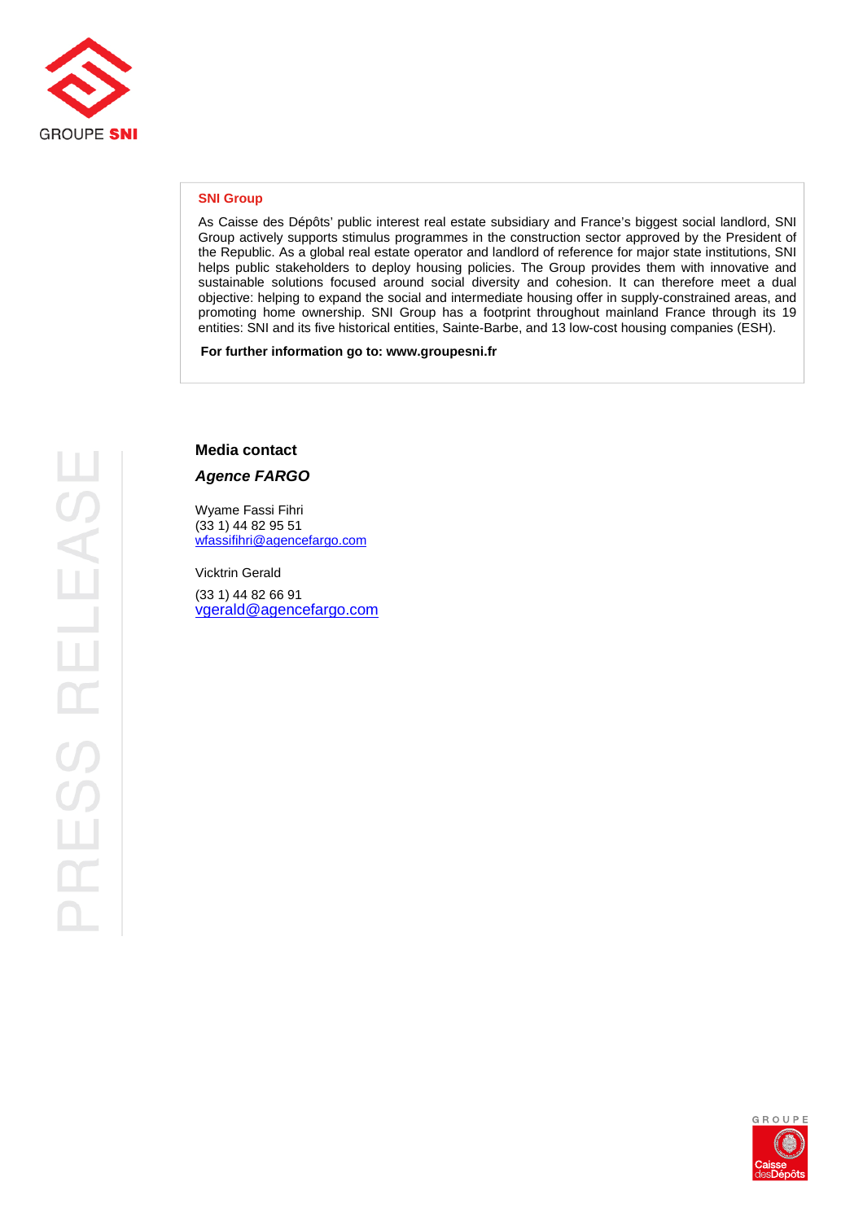GROUPE SNI

**SNI Group**

As Caisse des Dépôts' public interest real estate subsidiary and France's biggest social landlord, SNI Group actively supports stimulus programmes in the construction sector approved by the President of the Republic. As a global real estate operator and landlord of reference for major state institutions, SNI helps public stakeholders to deploy housing policies. The Group provides them with innovative and sustainable solutions focused around social diversity and cohesion. It can therefore meet a dual objective: helping to expand the social and intermediate housing offer in supply-constrained areas, and promoting home ownership. SNI Group has a footprint throughout mainland France through its 19 entities: SNI and its five historical entities, Sainte-Barbe, and 13 low-cost housing companies (ESH).

**For further information go to: www.groupesni.fr**

PRESS RELEASE

**Media contact**

***Agence FARGO***

Wyame Fassi Fihri
(33 1) 44 82 95 51
wfassifihri@agencefargo.com

Vicktrin Gerald

(33 1) 44 82 66 91
vgerald@agencefargo.com

GROUPE Caisse des Dépôts